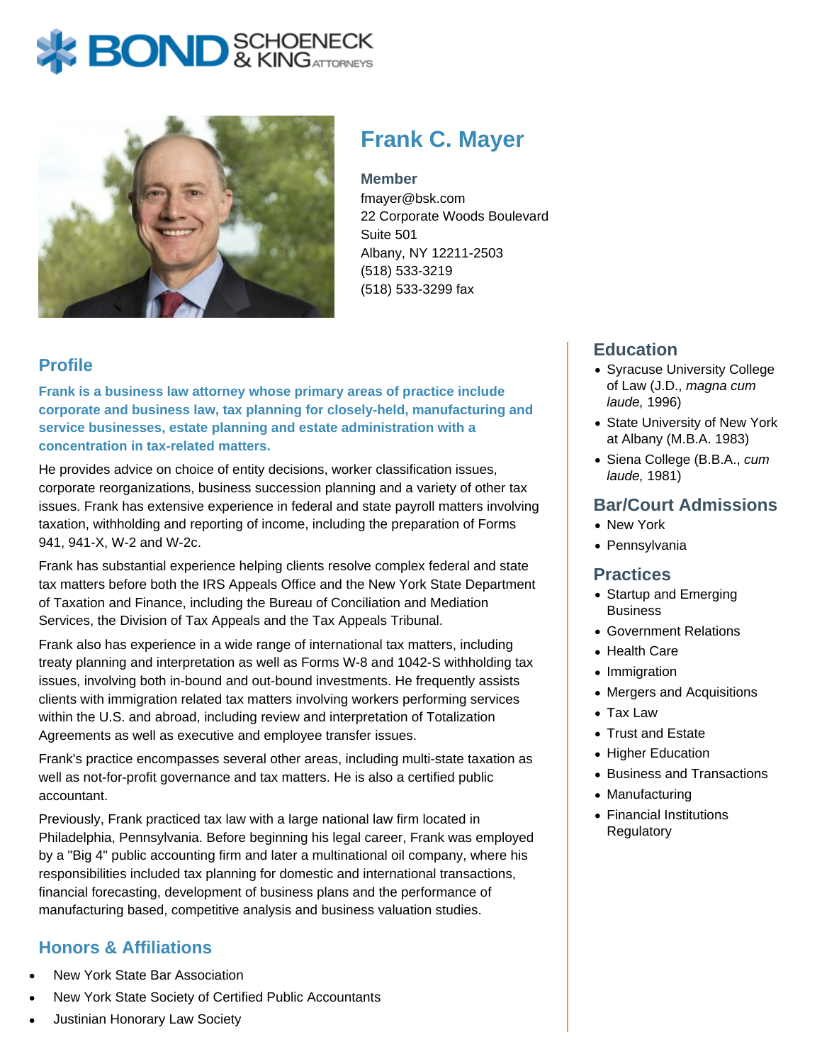# Frank C. Mayer

**Member**
fmayer@bsk.com
22 Corporate Woods Boulevard
Suite 501
Albany, NY 12211-2503
(518) 533-3219
(518) 533-3299 fax

## Profile

**Frank is a business law attorney whose primary areas of practice include corporate and business law, tax planning for closely-held, manufacturing and service businesses, estate planning and estate administration with a concentration in tax-related matters.**

He provides advice on choice of entity decisions, worker classification issues, corporate reorganizations, business succession planning and a variety of other tax issues. Frank has extensive experience in federal and state payroll matters involving taxation, withholding and reporting of income, including the preparation of Forms 941, 941-X, W-2 and W-2c.

Frank has substantial experience helping clients resolve complex federal and state tax matters before both the IRS Appeals Office and the New York State Department of Taxation and Finance, including the Bureau of Conciliation and Mediation Services, the Division of Tax Appeals and the Tax Appeals Tribunal.

Frank also has experience in a wide range of international tax matters, including treaty planning and interpretation as well as Forms W-8 and 1042-S withholding tax issues, involving both in-bound and out-bound investments. He frequently assists clients with immigration related tax matters involving workers performing services within the U.S. and abroad, including review and interpretation of Totalization Agreements as well as executive and employee transfer issues.

Frank's practice encompasses several other areas, including multi-state taxation as well as not-for-profit governance and tax matters. He is also a certified public accountant.

Previously, Frank practiced tax law with a large national law firm located in Philadelphia, Pennsylvania. Before beginning his legal career, Frank was employed by a "Big 4" public accounting firm and later a multinational oil company, where his responsibilities included tax planning for domestic and international transactions, financial forecasting, development of business plans and the performance of manufacturing based, competitive analysis and business valuation studies.

## Honors & Affiliations

- New York State Bar Association
- New York State Society of Certified Public Accountants
- Justinian Honorary Law Society

## Education

- Syracuse University College of Law (J.D., *magna cum laude,* 1996)
- State University of New York at Albany (M.B.A. 1983)
- Siena College (B.B.A., *cum laude,* 1981)

## Bar/Court Admissions

- New York
- Pennsylvania

## Practices

- Startup and Emerging Business
- Government Relations
- Health Care
- Immigration
- Mergers and Acquisitions
- Tax Law
- Trust and Estate
- Higher Education
- Business and Transactions
- Manufacturing
- Financial Institutions Regulatory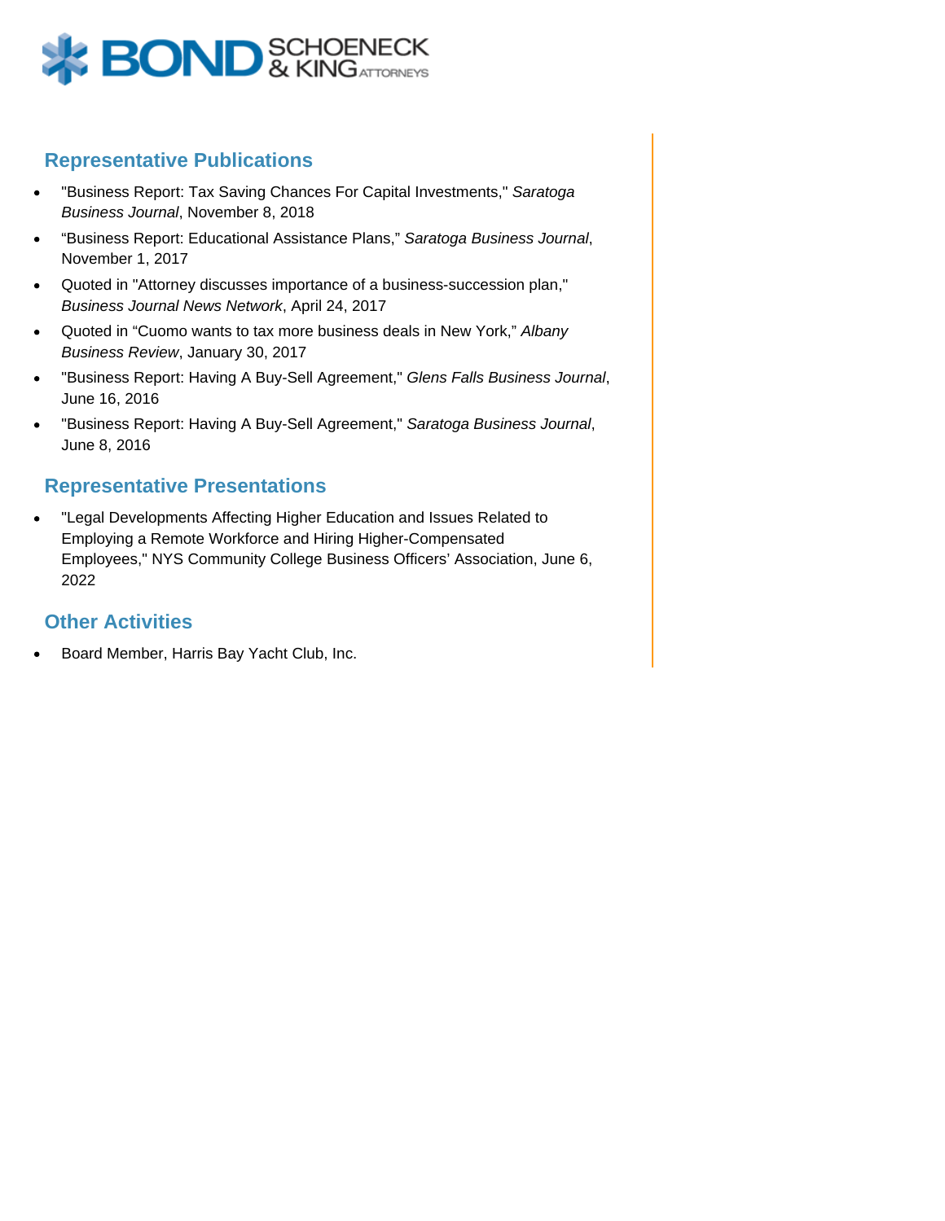## Representative Publications

- "Business Report: Tax Saving Chances For Capital Investments," *Saratoga Business Journal*, November 8, 2018
- “Business Report: Educational Assistance Plans,” *Saratoga Business Journal*, November 1, 2017
- Quoted in "Attorney discusses importance of a business-succession plan," *Business Journal News Network*, April 24, 2017
- Quoted in “Cuomo wants to tax more business deals in New York,” *Albany Business Review*, January 30, 2017
- "Business Report: Having A Buy-Sell Agreement," *Glens Falls Business Journal*, June 16, 2016
- "Business Report: Having A Buy-Sell Agreement," *Saratoga Business Journal*, June 8, 2016

## Representative Presentations

- "Legal Developments Affecting Higher Education and Issues Related to Employing a Remote Workforce and Hiring Higher-Compensated Employees," NYS Community College Business Officers’ Association, June 6, 2022

## Other Activities

- Board Member, Harris Bay Yacht Club, Inc.